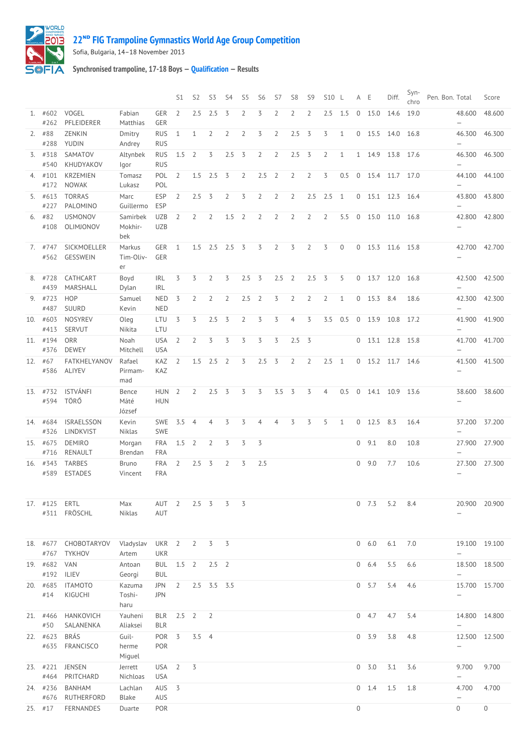# 22ND FIG Trampoline Gymnastics World Age Group Competition

Sofia, Bulgaria, 14–18 November 2013

## Synchronised trampoline, 17-18 Boys — Qualification — Results

| | | | | | S1 | S2 | S3 | S4 | S5 | S6 | S7 | S8 | S9 | S10 | L | A | E | Diff. | Synchro | Pen. | Bon. | Total | Score |
|---|---|---|---|---|---|---|---|---|---|---|---|---|---|---|---|---|---|---|---|---|---|---|---|
| 1. | #602<br>#262 | VOGEL<br>PFLEIDERER | Fabian<br>Matthias | GER<br>GER | 2 | 2.5 | 2.5 | 3 | 2 | 3 | 2 | 2 | 2 | 2.5 | 1.5 | 0 | 15.0 | 14.6 | 19.0 | | | 48.600<br>– | 48.600 |
| 2. | #88<br>#288 | ZENKIN<br>YUDIN | Dmitry<br>Andrey | RUS<br>RUS | 1 | 1 | 2 | 2 | 2 | 3 | 2 | 2.5 | 3 | 3 | 1 | 0 | 15.5 | 14.0 | 16.8 | | | 46.300<br>– | 46.300 |
| 3. | #318<br>#540 | SAMATOV<br>KHUDYAKOV | Altynbek<br>Igor | RUS<br>RUS | 1.5 | 2 | 3 | 2.5 | 3 | 2 | 2 | 2.5 | 3 | 2 | 1 | 1 | 14.9 | 13.8 | 17.6 | | | 46.300<br>– | 46.300 |
| 4. | #101<br>#172 | KRZEMIEN<br>NOWAK | Tomasz<br>Lukasz | POL<br>POL | 2 | 1.5 | 2.5 | 3 | 2 | 2.5 | 2 | 2 | 2 | 3 | 0.5 | 0 | 15.4 | 11.7 | 17.0 | | | 44.100<br>– | 44.100 |
| 5. | #613<br>#227 | TORRAS<br>PALOMINO | Marc<br>Guillermo | ESP<br>ESP | 2 | 2.5 | 3 | 2 | 3 | 2 | 2 | 2 | 2.5 | 2.5 | 1 | 0 | 15.1 | 12.3 | 16.4 | | | 43.800<br>– | 43.800 |
| 6. | #82<br>#108 | USMONOV<br>OLIMJONOV | Samirbek<br>Mokhirbek | UZB<br>UZB | 2 | 2 | 2 | 1.5 | 2 | 2 | 2 | 2 | 2 | 2 | 5.5 | 0 | 15.0 | 11.0 | 16.8 | | | 42.800<br>– | 42.800 |
| 7. | #747<br>#562 | SICKMOELLER<br>GESSWEIN | Markus<br>Tim-Oliver | GER<br>GER | 1 | 1.5 | 2.5 | 2.5 | 3 | 3 | 2 | 3 | 2 | 3 | 0 | 0 | 15.3 | 11.6 | 15.8 | | | 42.700<br>– | 42.700 |
| 8. | #728<br>#439 | CATHCART<br>MARSHALL | Boyd<br>Dylan | IRL<br>IRL | 3 | 3 | 2 | 3 | 2.5 | 3 | 2.5 | 2 | 2.5 | 3 | 5 | 0 | 13.7 | 12.0 | 16.8 | | | 42.500<br>– | 42.500 |
| 9. | #723<br>#487 | HOP<br>SUURD | Samuel<br>Kevin | NED<br>NED | 3 | 2 | 2 | 2 | 2.5 | 2 | 3 | 2 | 2 | 2 | 1 | 0 | 15.3 | 8.4 | 18.6 | | | 42.300<br>– | 42.300 |
| 10. | #603<br>#413 | NOSYREV<br>SERVUT | Oleg<br>Nikita | LTU<br>LTU | 3 | 3 | 2.5 | 3 | 2 | 3 | 3 | 4 | 3 | 3.5 | 0.5 | 0 | 13.9 | 10.8 | 17.2 | | | 41.900<br>– | 41.900 |
| 11. | #194<br>#376 | ORR<br>DEWEY | Noah<br>Mitchell | USA<br>USA | 2 | 2 | 3 | 3 | 3 | 3 | 3 | 2.5 | 3 | | | 0 | 13.1 | 12.8 | 15.8 | | | 41.700<br>– | 41.700 |
| 12. | #67<br>#586 | FATKHELYANOV<br>ALIYEV | Rafael<br>Pirmammad | KAZ<br>KAZ | 2 | 1.5 | 2.5 | 2 | 3 | 2.5 | 3 | 2 | 2 | 2.5 | 1 | 0 | 15.2 | 11.7 | 14.6 | | | 41.500<br>– | 41.500 |
| 13. | #732<br>#594 | ISTVÁNFI<br>TÖRŐ | Bence<br>Máté József | HUN<br>HUN | 2 | 2 | 2.5 | 3 | 3 | 3 | 3.5 | 3 | 3 | 4 | 0.5 | 0 | 14.1 | 10.9 | 13.6 | | | 38.600<br>– | 38.600 |
| 14. | #684<br>#326 | ISRAELSSON<br>LINDKVIST | Kevin<br>Niklas | SWE<br>SWE | 3.5 | 4 | 4 | 3 | 3 | 4 | 4 | 3 | 3 | 5 | 1 | 0 | 12.5 | 8.3 | 16.4 | | | 37.200<br>– | 37.200 |
| 15. | #675<br>#716 | DEMIRO<br>RENAULT | Morgan<br>Brendan | FRA<br>FRA | 1.5 | 2 | 2 | 3 | 3 | 3 | | | | | | 0 | 9.1 | 8.0 | 10.8 | | | 27.900<br>– | 27.900 |
| 16. | #343<br>#589 | TARBES<br>ESTADES | Bruno<br>Vincent | FRA<br>FRA | 2 | 2.5 | 3 | 2 | 3 | 2.5 | | | | | | 0 | 9.0 | 7.7 | 10.6 | | | 27.300<br>– | 27.300 |
| 17. | #125<br>#311 | ERTL<br>FRÖSCHL | Max<br>Niklas | AUT<br>AUT | 2 | 2.5 | 3 | 3 | 3 | | | | | | | 0 | 7.3 | 5.2 | 8.4 | | | 20.900<br>– | 20.900 |
| 18. | #677<br>#767 | CHOBOTARYOV<br>TYKHOV | Vladyslav<br>Artem | UKR<br>UKR | 2 | 2 | 3 | 3 | | | | | | | | 0 | 6.0 | 6.1 | 7.0 | | | 19.100<br>– | 19.100 |
| 19. | #682<br>#192 | VAN<br>ILIEV | Antoan<br>Georgi | BUL<br>BUL | 1.5 | 2 | 2.5 | 2 | | | | | | | | 0 | 6.4 | 5.5 | 6.6 | | | 18.500<br>– | 18.500 |
| 20. | #685<br>#14 | ITAMOTO<br>KIGUCHI | Kazuma<br>Toshiharu | JPN<br>JPN | 2 | 2.5 | 3.5 | 3.5 | | | | | | | | 0 | 5.7 | 5.4 | 4.6 | | | 15.700<br>– | 15.700 |
| 21. | #466<br>#50 | HANKOVICH<br>SALANENKA | Yauheni<br>Aliaksei | BLR<br>BLR | 2.5 | 2 | 2 | | | | | | | | | 0 | 4.7 | 4.7 | 5.4 | | | 14.800<br>– | 14.800 |
| 22. | #623<br>#635 | BRÁS<br>FRANCISCO | Guilherme<br>Miguel | POR<br>POR | 3 | 3.5 | 4 | | | | | | | | | 0 | 3.9 | 3.8 | 4.8 | | | 12.500<br>– | 12.500 |
| 23. | #221<br>#464 | JENSEN<br>PRITCHARD | Jerrett<br>Nichloas | USA<br>USA | 2 | 3 | | | | | | | | | | 0 | 3.0 | 3.1 | 3.6 | | | 9.700<br>– | 9.700 |
| 24. | #236<br>#676 | BANHAM<br>RUTHERFORD | Lachlan<br>Blake | AUS<br>AUS | 3 | | | | | | | | | | | 0 | 1.4 | 1.5 | 1.8 | | | 4.700<br>– | 4.700 |
| 25. | #17 | FERNANDES | Duarte | POR | | | | | | | | | | | | 0 | | | | | | 0 | 0 |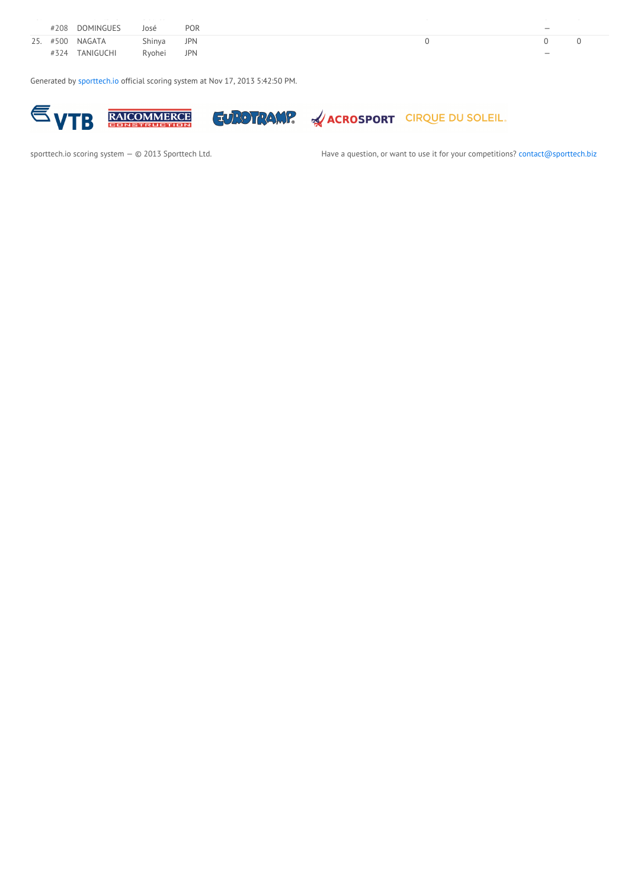| | | | | | | | |
|---|---|---|---|---|---|---|---|
| | #208 | DOMINGUES | José | POR | | – | |
| 25. | #500 | NAGATA | Shinya | JPN | 0 | 0 | 0 |
| | #324 | TANIGUCHI | Ryohei | JPN | | – | |

Generated by sporttech.io official scoring system at Nov 17, 2013 5:42:50 PM.

VTB RAICOMMERCE CONSTRUCTION EUROTRAMP ACROSPORT CIRQUE DU SOLEIL.

sporttech.io scoring system — © 2013 Sporttech Ltd.

Have a question, or want to use it for your competitions? contact@sporttech.biz